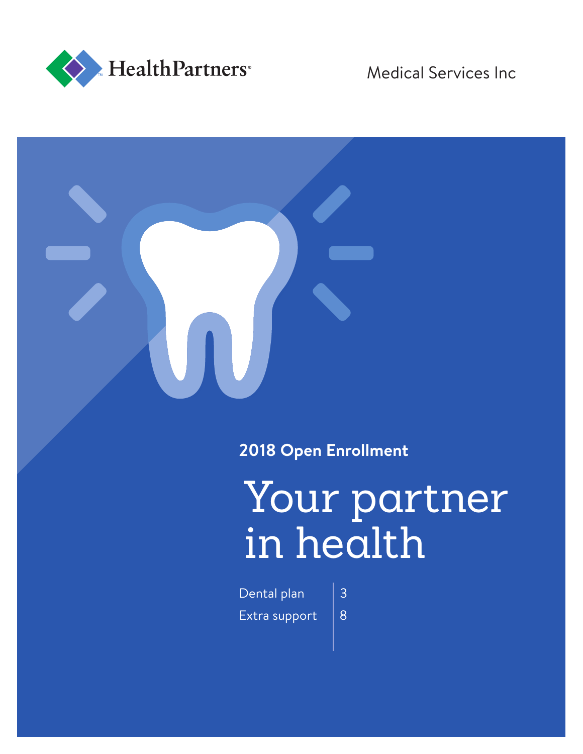HealthPartners®

Medical Services Inc

**2018 Open Enrollment**

# Your partner in health

| | |
|---|---|
| Dental plan | 3 |
| Extra support | 8 |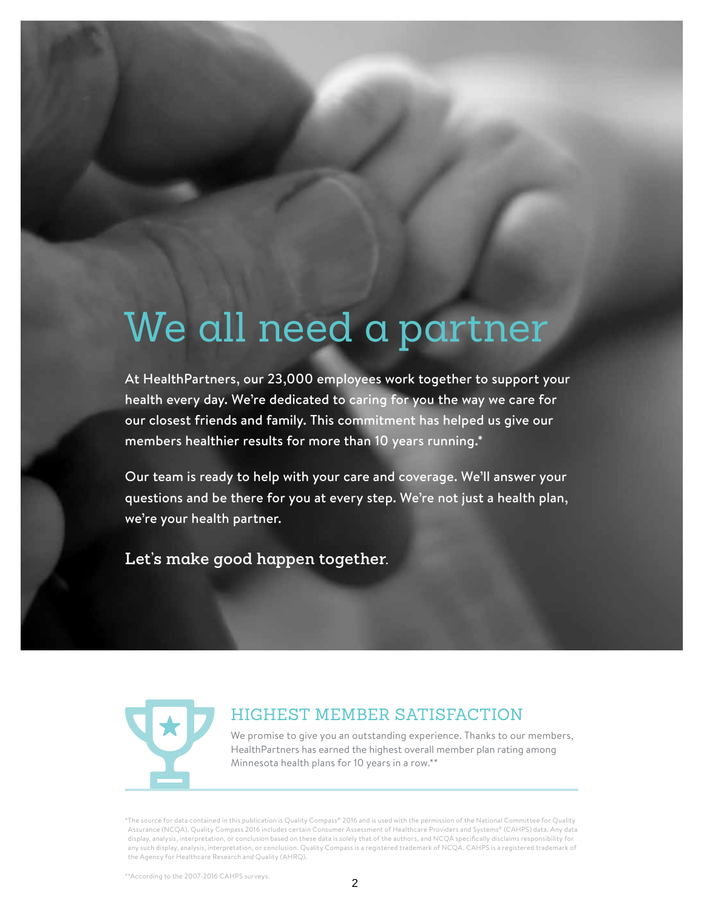# We all need a partner

At HealthPartners, our 23,000 employees work together to support your health every day. We're dedicated to caring for you the way we care for our closest friends and family. This commitment has helped us give our members healthier results for more than 10 years running.*

Our team is ready to help with your care and coverage. We'll answer your questions and be there for you at every step. We're not just a health plan, we're your health partner.

**Let's make good happen together.**

## HIGHEST MEMBER SATISFACTION

We promise to give you an outstanding experience. Thanks to our members, HealthPartners has earned the highest overall member plan rating among Minnesota health plans for 10 years in a row.**

*The source for data contained in this publication is Quality Compass® 2016 and is used with the permission of the National Committee for Quality Assurance (NCQA). Quality Compass 2016 includes certain Consumer Assessment of Healthcare Providers and Systems® (CAHPS) data. Any data display, analysis, interpretation, or conclusion based on these data is solely that of the authors, and NCQA specifically disclaims responsibility for any such display, analysis, interpretation, or conclusion. Quality Compass is a registered trademark of NCQA. CAHPS is a registered trademark of the Agency for Healthcare Research and Quality (AHRQ).

**According to the 2007-2016 CAHPS surveys.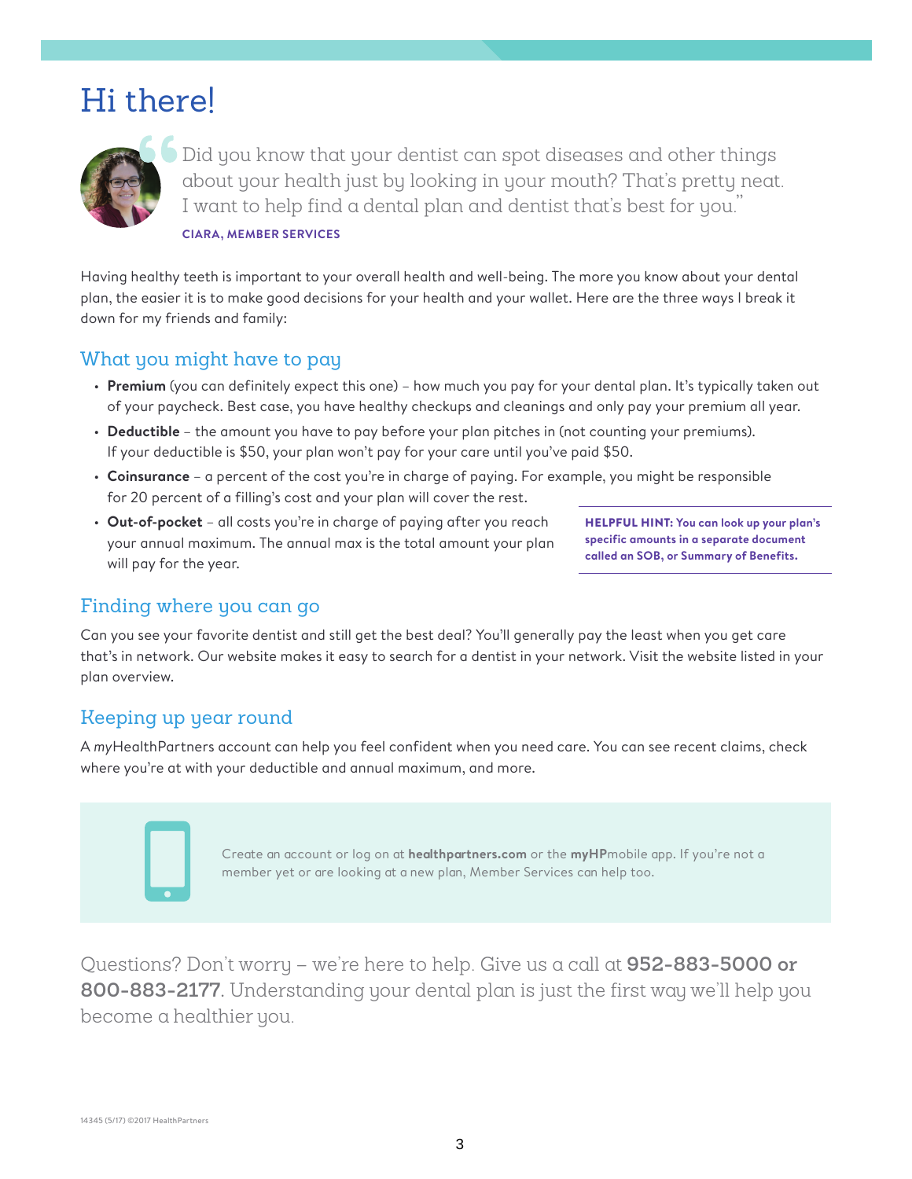# Hi there!

> Did you know that your dentist can spot diseases and other things about your health just by looking in your mouth? That's pretty neat. I want to help find a dental plan and dentist that's best for you."

**CIARA, MEMBER SERVICES**

Having healthy teeth is important to your overall health and well-being. The more you know about your dental plan, the easier it is to make good decisions for your health and your wallet. Here are the three ways I break it down for my friends and family:

## What you might have to pay

- **Premium** (you can definitely expect this one) – how much you pay for your dental plan. It's typically taken out of your paycheck. Best case, you have healthy checkups and cleanings and only pay your premium all year.
- **Deductible** – the amount you have to pay before your plan pitches in (not counting your premiums). If your deductible is $50, your plan won't pay for your care until you've paid $50.
- **Coinsurance** – a percent of the cost you're in charge of paying. For example, you might be responsible for 20 percent of a filling's cost and your plan will cover the rest.
- **Out-of-pocket** – all costs you're in charge of paying after you reach your annual maximum. The annual max is the total amount your plan will pay for the year.

**HELPFUL HINT: You can look up your plan's specific amounts in a separate document called an SOB, or Summary of Benefits.**

## Finding where you can go

Can you see your favorite dentist and still get the best deal? You'll generally pay the least when you get care that's in network. Our website makes it easy to search for a dentist in your network. Visit the website listed in your plan overview.

## Keeping up year round

A *my*HealthPartners account can help you feel confident when you need care. You can see recent claims, check where you're at with your deductible and annual maximum, and more.

Create an account or log on at **healthpartners.com** or the **myHP**mobile app. If you're not a member yet or are looking at a new plan, Member Services can help too.

Questions? Don't worry – we're here to help. Give us a call at **952-883-5000 or 800-883-2177**. Understanding your dental plan is just the first way we'll help you become a healthier you.

14345 (5/17) ©2017 HealthPartners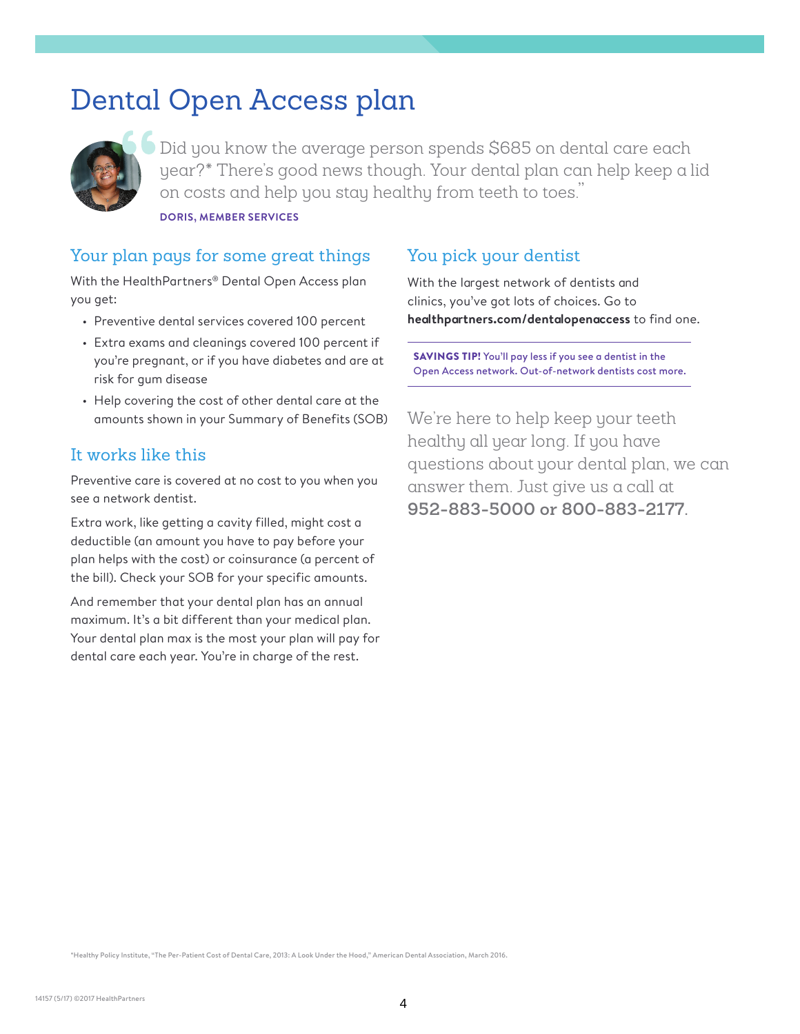# Dental Open Access plan

"Did you know the average person spends $685 on dental care each year?* There's good news though. Your dental plan can help keep a lid on costs and help you stay healthy from teeth to toes."

**DORIS, MEMBER SERVICES**

## Your plan pays for some great things

With the HealthPartners® Dental Open Access plan you get:

- Preventive dental services covered 100 percent
- Extra exams and cleanings covered 100 percent if you're pregnant, or if you have diabetes and are at risk for gum disease
- Help covering the cost of other dental care at the amounts shown in your Summary of Benefits (SOB)

## It works like this

Preventive care is covered at no cost to you when you see a network dentist.

Extra work, like getting a cavity filled, might cost a deductible (an amount you have to pay before your plan helps with the cost) or coinsurance (a percent of the bill). Check your SOB for your specific amounts.

And remember that your dental plan has an annual maximum. It's a bit different than your medical plan. Your dental plan max is the most your plan will pay for dental care each year. You're in charge of the rest.

## You pick your dentist

With the largest network of dentists and clinics, you've got lots of choices. Go to **healthpartners.com/dentalopenaccess** to find one.

**SAVINGS TIP!** You'll pay less if you see a dentist in the Open Access network. Out-of-network dentists cost more.

We're here to help keep your teeth healthy all year long. If you have questions about your dental plan, we can answer them. Just give us a call at **952-883-5000 or 800-883-2177**.

*Healthy Policy Institute, "The Per-Patient Cost of Dental Care, 2013: A Look Under the Hood," American Dental Association, March 2016.

14157 (5/17) ©2017 HealthPartners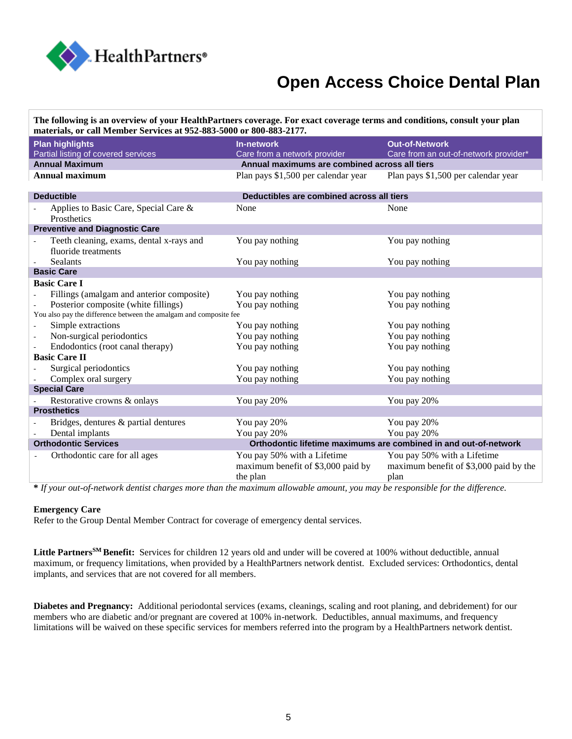HealthPartners®

# Open Access Choice Dental Plan

**The following is an overview of your HealthPartners coverage. For exact coverage terms and conditions, consult your plan materials, or call Member Services at 952-883-5000 or 800-883-2177.**

| Plan highlights<br>Partial listing of covered services | In-network<br>Care from a network provider | Out-of-Network<br>Care from an out-of-network provider* |
|---|---|---|
| **Annual Maximum** | **Annual maximums are combined across all tiers** | |
| **Annual maximum** | Plan pays $1,500 per calendar year | Plan pays $1,500 per calendar year |
| **Deductible** | **Deductibles are combined across all tiers** | |
| - Applies to Basic Care, Special Care & Prosthetics | None | None |
| **Preventive and Diagnostic Care** | | |
| - Teeth cleaning, exams, dental x-rays and fluoride treatments | You pay nothing | You pay nothing |
| - Sealants | You pay nothing | You pay nothing |
| **Basic Care** | | |
| **Basic Care I** | | |
| - Fillings (amalgam and anterior composite) | You pay nothing | You pay nothing |
| - Posterior composite (white fillings) | You pay nothing | You pay nothing |
| You also pay the difference between the amalgam and composite fee | | |
| - Simple extractions | You pay nothing | You pay nothing |
| - Non-surgical periodontics | You pay nothing | You pay nothing |
| - Endodontics (root canal therapy) | You pay nothing | You pay nothing |
| **Basic Care II** | | |
| - Surgical periodontics | You pay nothing | You pay nothing |
| - Complex oral surgery | You pay nothing | You pay nothing |
| **Special Care** | | |
| - Restorative crowns & onlays | You pay 20% | You pay 20% |
| **Prosthetics** | | |
| - Bridges, dentures & partial dentures | You pay 20% | You pay 20% |
| - Dental implants | You pay 20% | You pay 20% |
| **Orthodontic Services** | **Orthodontic lifetime maximums are combined in and out-of-network** | |
| - Orthodontic care for all ages | You pay 50% with a Lifetime maximum benefit of $3,000 paid by the plan | You pay 50% with a Lifetime maximum benefit of $3,000 paid by the plan |

**\*** *If your out-of-network dentist charges more than the maximum allowable amount, you may be responsible for the difference.*

**Emergency Care**
Refer to the Group Dental Member Contract for coverage of emergency dental services.

**Little Partners[SM] Benefit:** Services for children 12 years old and under will be covered at 100% without deductible, annual maximum, or frequency limitations, when provided by a HealthPartners network dentist. Excluded services: Orthodontics, dental implants, and services that are not covered for all members.

**Diabetes and Pregnancy:** Additional periodontal services (exams, cleanings, scaling and root planing, and debridement) for our members who are diabetic and/or pregnant are covered at 100% in-network. Deductibles, annual maximums, and frequency limitations will be waived on these specific services for members referred into the program by a HealthPartners network dentist.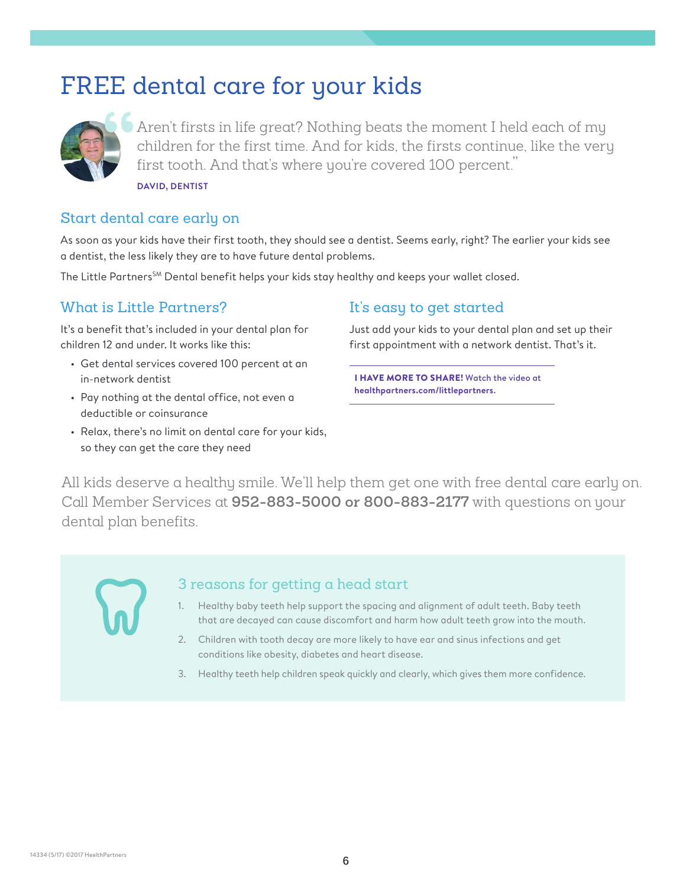# FREE dental care for your kids

> "Aren't firsts in life great? Nothing beats the moment I held each of my children for the first time. And for kids, the firsts continue, like the very first tooth. And that's where you're covered 100 percent."
>
> **DAVID, DENTIST**

## Start dental care early on

As soon as your kids have their first tooth, they should see a dentist. Seems early, right? The earlier your kids see a dentist, the less likely they are to have future dental problems.

The Little Partners[SM] Dental benefit helps your kids stay healthy and keeps your wallet closed.

## What is Little Partners?

It's a benefit that's included in your dental plan for children 12 and under. It works like this:

- Get dental services covered 100 percent at an in-network dentist
- Pay nothing at the dental office, not even a deductible or coinsurance
- Relax, there's no limit on dental care for your kids, so they can get the care they need

## It's easy to get started

Just add your kids to your dental plan and set up their first appointment with a network dentist. That's it.

**I HAVE MORE TO SHARE!** Watch the video at **healthpartners.com/littlepartners.**

All kids deserve a healthy smile. We'll help them get one with free dental care early on. Call Member Services at **952-883-5000 or 800-883-2177** with questions on your dental plan benefits.

### 3 reasons for getting a head start

1. Healthy baby teeth help support the spacing and alignment of adult teeth. Baby teeth that are decayed can cause discomfort and harm how adult teeth grow into the mouth.
2. Children with tooth decay are more likely to have ear and sinus infections and get conditions like obesity, diabetes and heart disease.
3. Healthy teeth help children speak quickly and clearly, which gives them more confidence.

14334 (5/17) ©2017 HealthPartners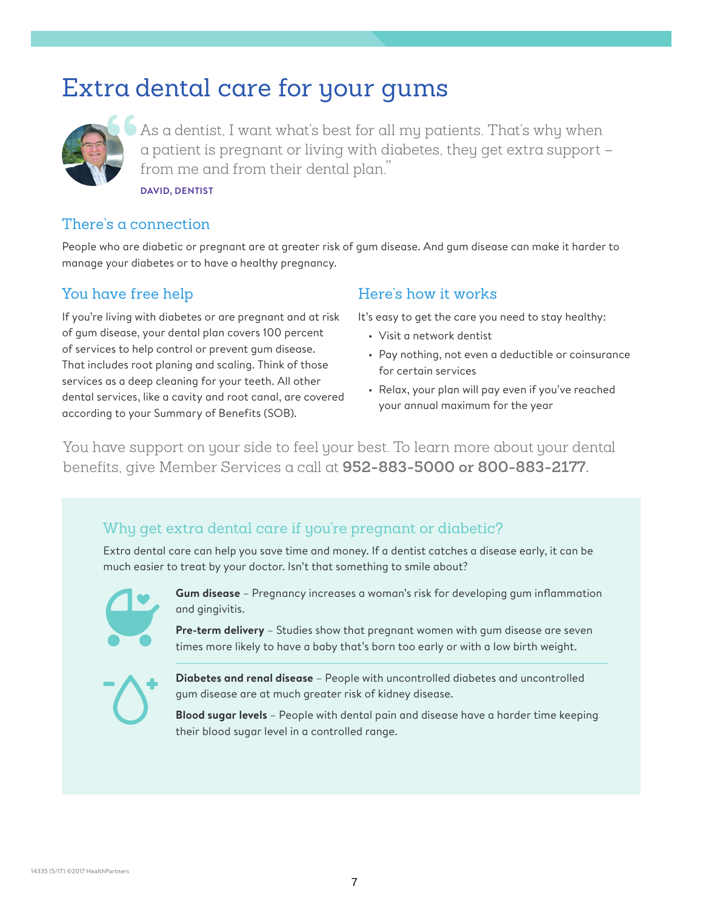# Extra dental care for your gums

"As a dentist, I want what's best for all my patients. That's why when a patient is pregnant or living with diabetes, they get extra support – from me and from their dental plan."

**DAVID, DENTIST**

## There's a connection

People who are diabetic or pregnant are at greater risk of gum disease. And gum disease can make it harder to manage your diabetes or to have a healthy pregnancy.

## You have free help

If you're living with diabetes or are pregnant and at risk of gum disease, your dental plan covers 100 percent of services to help control or prevent gum disease. That includes root planing and scaling. Think of those services as a deep cleaning for your teeth. All other dental services, like a cavity and root canal, are covered according to your Summary of Benefits (SOB).

## Here's how it works

It's easy to get the care you need to stay healthy:

- Visit a network dentist
- Pay nothing, not even a deductible or coinsurance for certain services
- Relax, your plan will pay even if you've reached your annual maximum for the year

You have support on your side to feel your best. To learn more about your dental benefits, give Member Services a call at **952-883-5000 or 800-883-2177**.

## Why get extra dental care if you're pregnant or diabetic?

Extra dental care can help you save time and money. If a dentist catches a disease early, it can be much easier to treat by your doctor. Isn't that something to smile about?

**Gum disease** – Pregnancy increases a woman's risk for developing gum inflammation and gingivitis.

**Pre-term delivery** – Studies show that pregnant women with gum disease are seven times more likely to have a baby that's born too early or with a low birth weight.

**Diabetes and renal disease** – People with uncontrolled diabetes and uncontrolled gum disease are at much greater risk of kidney disease.

**Blood sugar levels** – People with dental pain and disease have a harder time keeping their blood sugar level in a controlled range.

14335 (5/17) ©2017 HealthPartners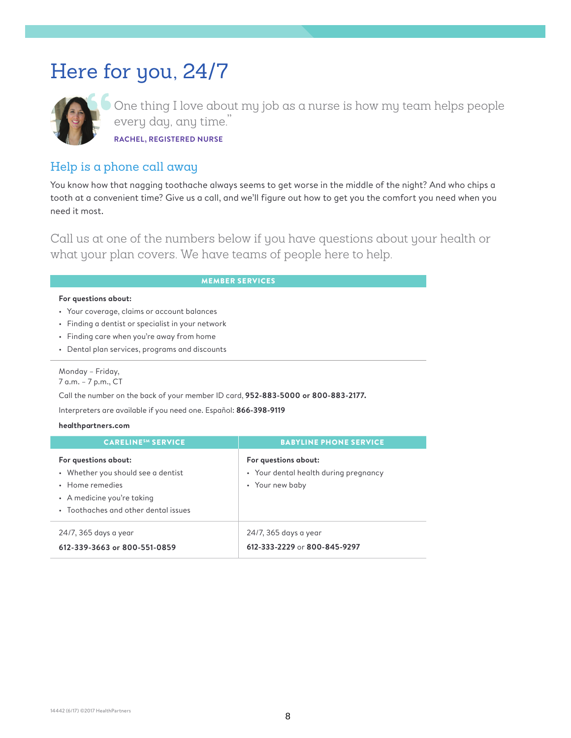# Here for you, 24/7

"One thing I love about my job as a nurse is how my team helps people every day, any time."

**RACHEL, REGISTERED NURSE**

## Help is a phone call away

You know how that nagging toothache always seems to get worse in the middle of the night? And who chips a tooth at a convenient time? Give us a call, and we'll figure out how to get you the comfort you need when you need it most.

Call us at one of the numbers below if you have questions about your health or what your plan covers. We have teams of people here to help.

### MEMBER SERVICES

**For questions about:**

- Your coverage, claims or account balances
- Finding a dentist or specialist in your network
- Finding care when you're away from home
- Dental plan services, programs and discounts

Monday – Friday,
7 a.m. – 7 p.m., CT

Call the number on the back of your member ID card, **952-883-5000 or 800-883-2177.**

Interpreters are available if you need one. Español: **866-398-9119**

**healthpartners.com**

| CARELINE℠ SERVICE | BABYLINE PHONE SERVICE |
|---|---|
| **For questions about:**<br>• Whether you should see a dentist<br>• Home remedies<br>• A medicine you're taking<br>• Toothaches and other dental issues | **For questions about:**<br>• Your dental health during pregnancy<br>• Your new baby |
| 24/7, 365 days a year<br>**612-339-3663 or 800-551-0859** | 24/7, 365 days a year<br>**612-333-2229** or **800-845-9297** |

14442 (6/17) ©2017 HealthPartners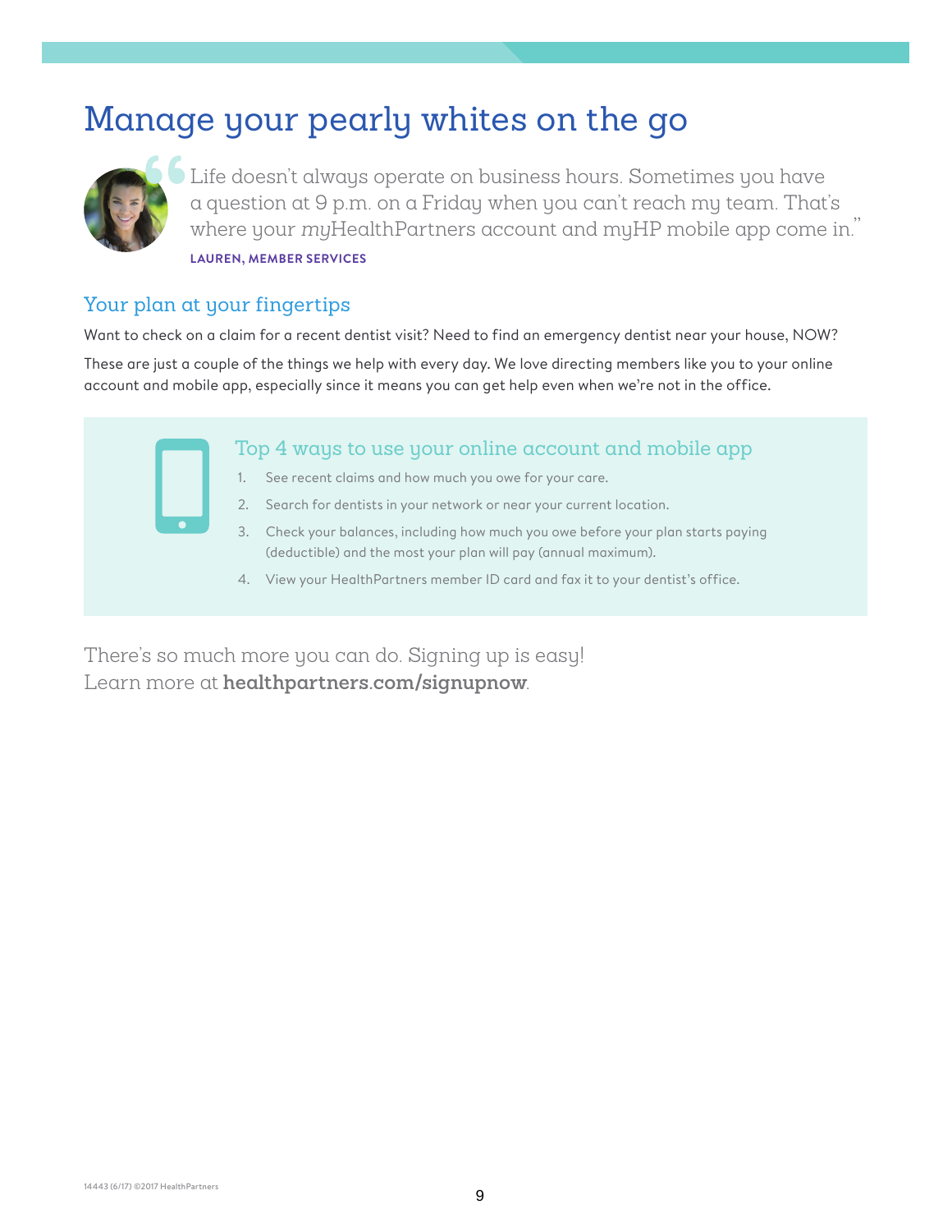# Manage your pearly whites on the go

"Life doesn't always operate on business hours. Sometimes you have a question at 9 p.m. on a Friday when you can't reach my team. That's where your *my*HealthPartners account and myHP mobile app come in."

**LAUREN, MEMBER SERVICES**

## Your plan at your fingertips

Want to check on a claim for a recent dentist visit? Need to find an emergency dentist near your house, NOW?

These are just a couple of the things we help with every day. We love directing members like you to your online account and mobile app, especially since it means you can get help even when we're not in the office.

### Top 4 ways to use your online account and mobile app

1. See recent claims and how much you owe for your care.
2. Search for dentists in your network or near your current location.
3. Check your balances, including how much you owe before your plan starts paying (deductible) and the most your plan will pay (annual maximum).
4. View your HealthPartners member ID card and fax it to your dentist's office.

There's so much more you can do. Signing up is easy!
Learn more at **healthpartners.com/signupnow**.

14443 (6/17) ©2017 HealthPartners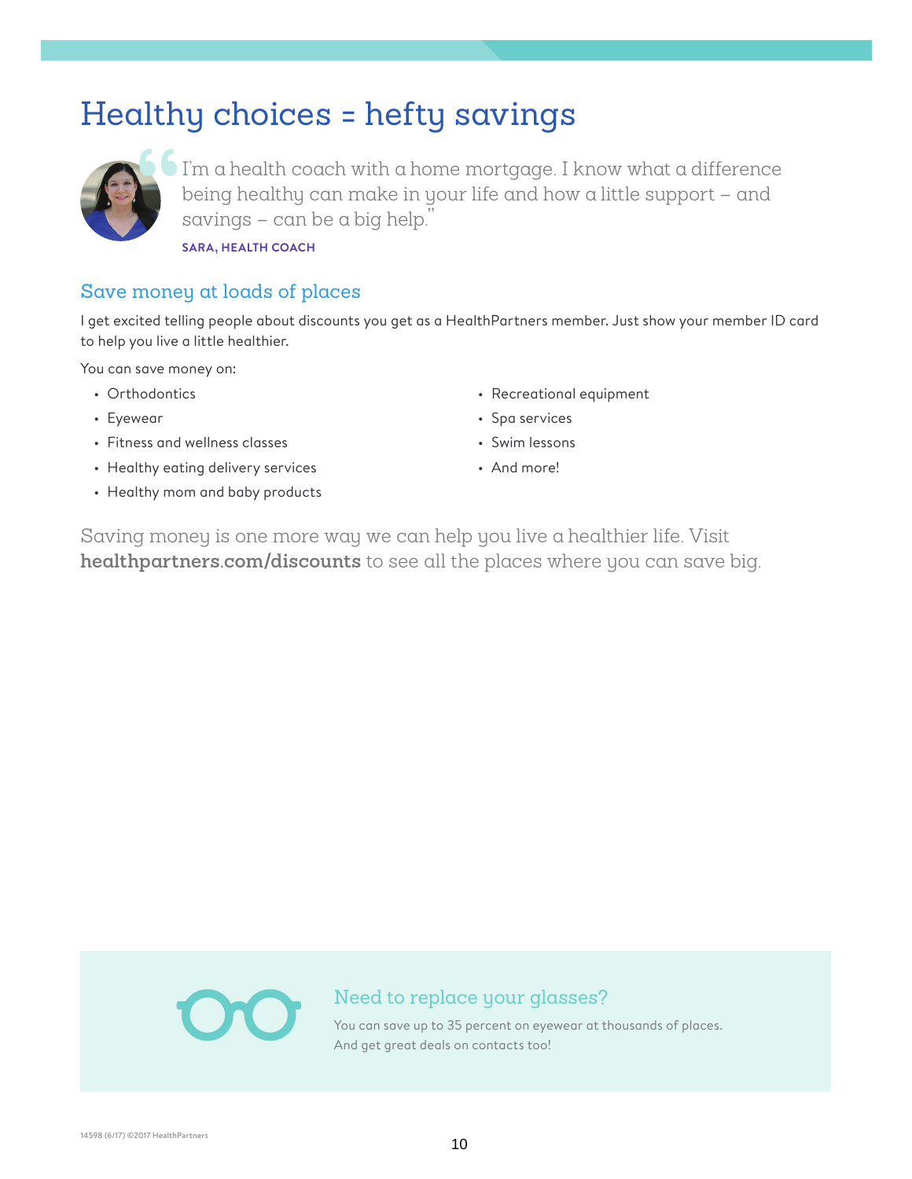# Healthy choices = hefty savings

"I'm a health coach with a home mortgage. I know what a difference being healthy can make in your life and how a little support – and savings – can be a big help."

**SARA, HEALTH COACH**

## Save money at loads of places

I get excited telling people about discounts you get as a HealthPartners member. Just show your member ID card to help you live a little healthier.

You can save money on:

- Orthodontics
- Eyewear
- Fitness and wellness classes
- Healthy eating delivery services
- Healthy mom and baby products
- Recreational equipment
- Spa services
- Swim lessons
- And more!

Saving money is one more way we can help you live a healthier life. Visit **healthpartners.com/discounts** to see all the places where you can save big.

### Need to replace your glasses?

You can save up to 35 percent on eyewear at thousands of places. And get great deals on contacts too!

14598 (6/17) ©2017 HealthPartners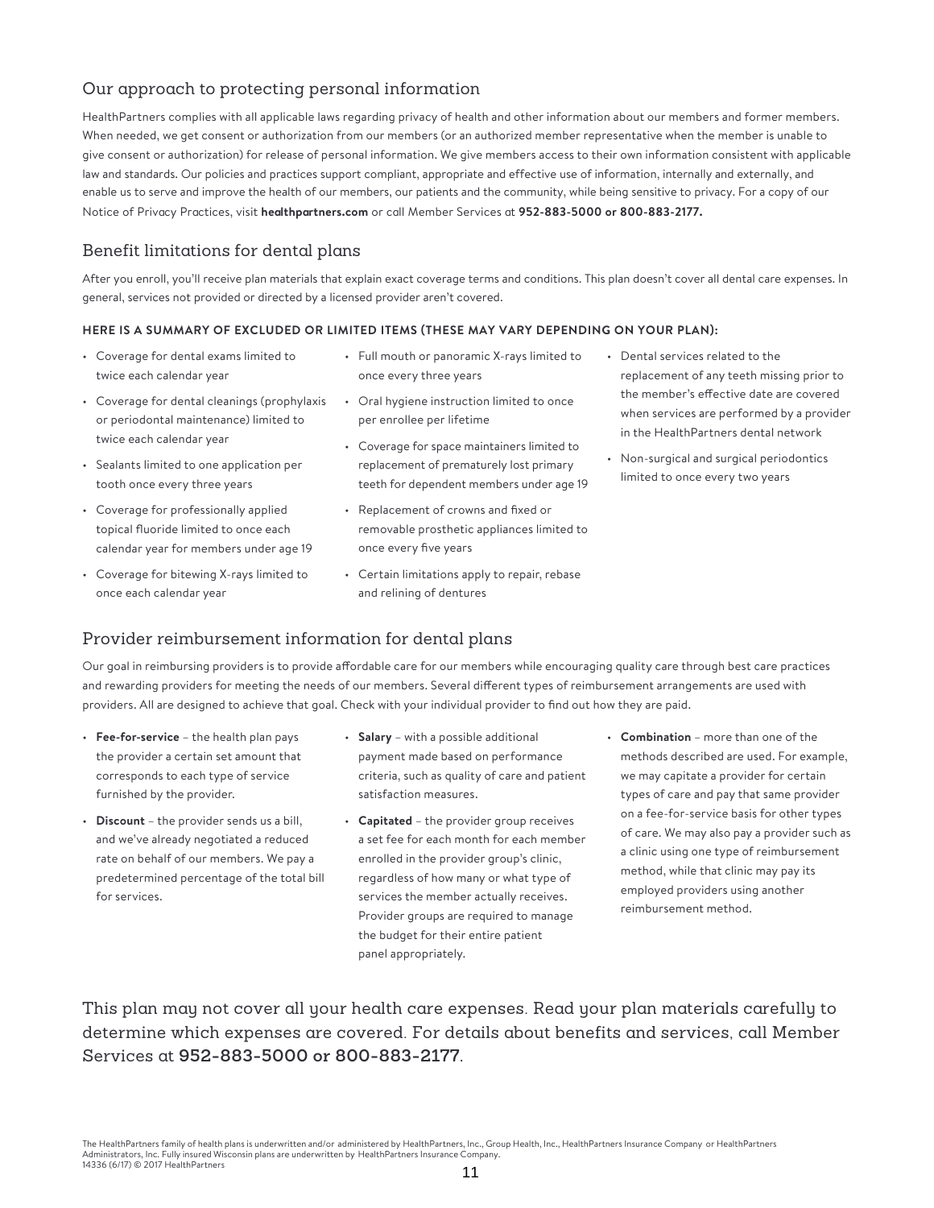## Our approach to protecting personal information

HealthPartners complies with all applicable laws regarding privacy of health and other information about our members and former members. When needed, we get consent or authorization from our members (or an authorized member representative when the member is unable to give consent or authorization) for release of personal information. We give members access to their own information consistent with applicable law and standards. Our policies and practices support compliant, appropriate and effective use of information, internally and externally, and enable us to serve and improve the health of our members, our patients and the community, while being sensitive to privacy. For a copy of our Notice of Privacy Practices, visit **healthpartners.com** or call Member Services at **952-883-5000 or 800-883-2177.**

## Benefit limitations for dental plans

After you enroll, you'll receive plan materials that explain exact coverage terms and conditions. This plan doesn't cover all dental care expenses. In general, services not provided or directed by a licensed provider aren't covered.

**HERE IS A SUMMARY OF EXCLUDED OR LIMITED ITEMS (THESE MAY VARY DEPENDING ON YOUR PLAN):**

- Coverage for dental exams limited to twice each calendar year
- Coverage for dental cleanings (prophylaxis or periodontal maintenance) limited to twice each calendar year
- Sealants limited to one application per tooth once every three years
- Coverage for professionally applied topical fluoride limited to once each calendar year for members under age 19
- Coverage for bitewing X-rays limited to once each calendar year
- Full mouth or panoramic X-rays limited to once every three years
- Oral hygiene instruction limited to once per enrollee per lifetime
- Coverage for space maintainers limited to replacement of prematurely lost primary teeth for dependent members under age 19
- Replacement of crowns and fixed or removable prosthetic appliances limited to once every five years
- Certain limitations apply to repair, rebase and relining of dentures
- Dental services related to the replacement of any teeth missing prior to the member's effective date are covered when services are performed by a provider in the HealthPartners dental network
- Non-surgical and surgical periodontics limited to once every two years

## Provider reimbursement information for dental plans

Our goal in reimbursing providers is to provide affordable care for our members while encouraging quality care through best care practices and rewarding providers for meeting the needs of our members. Several different types of reimbursement arrangements are used with providers. All are designed to achieve that goal. Check with your individual provider to find out how they are paid.

- **Fee-for-service** – the health plan pays the provider a certain set amount that corresponds to each type of service furnished by the provider.
- **Discount** – the provider sends us a bill, and we've already negotiated a reduced rate on behalf of our members. We pay a predetermined percentage of the total bill for services.
- **Salary** – with a possible additional payment made based on performance criteria, such as quality of care and patient satisfaction measures.
- **Capitated** – the provider group receives a set fee for each month for each member enrolled in the provider group's clinic, regardless of how many or what type of services the member actually receives. Provider groups are required to manage the budget for their entire patient panel appropriately.
- **Combination** – more than one of the methods described are used. For example, we may capitate a provider for certain types of care and pay that same provider on a fee-for-service basis for other types of care. We may also pay a provider such as a clinic using one type of reimbursement method, while that clinic may pay its employed providers using another reimbursement method.

This plan may not cover all your health care expenses. Read your plan materials carefully to determine which expenses are covered. For details about benefits and services, call Member Services at **952-883-5000 or 800-883-2177**.

The HealthPartners family of health plans is underwritten and/or administered by HealthPartners, Inc., Group Health, Inc., HealthPartners Insurance Company or HealthPartners Administrators, Inc. Fully insured Wisconsin plans are underwritten by HealthPartners Insurance Company.
14336 (6/17) © 2017 HealthPartners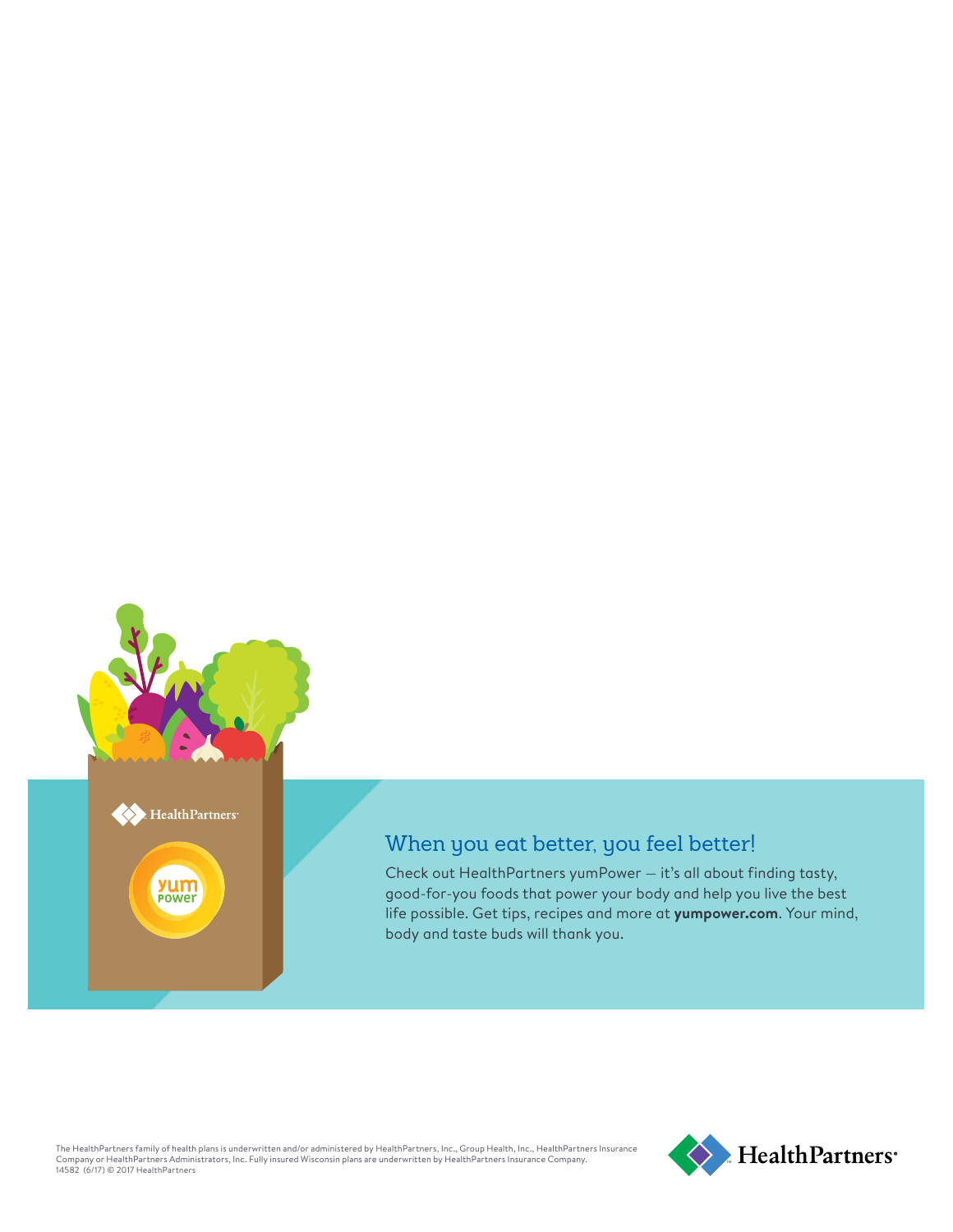## When you eat better, you feel better!

Check out HealthPartners yumPower — it's all about finding tasty, good-for-you foods that power your body and help you live the best life possible. Get tips, recipes and more at **yumpower.com**. Your mind, body and taste buds will thank you.

The HealthPartners family of health plans is underwritten and/or administered by HealthPartners, Inc., Group Health, Inc., HealthPartners Insurance Company or HealthPartners Administrators, Inc. Fully insured Wisconsin plans are underwritten by HealthPartners Insurance Company.
14582 (6/17) © 2017 HealthPartners

HealthPartners